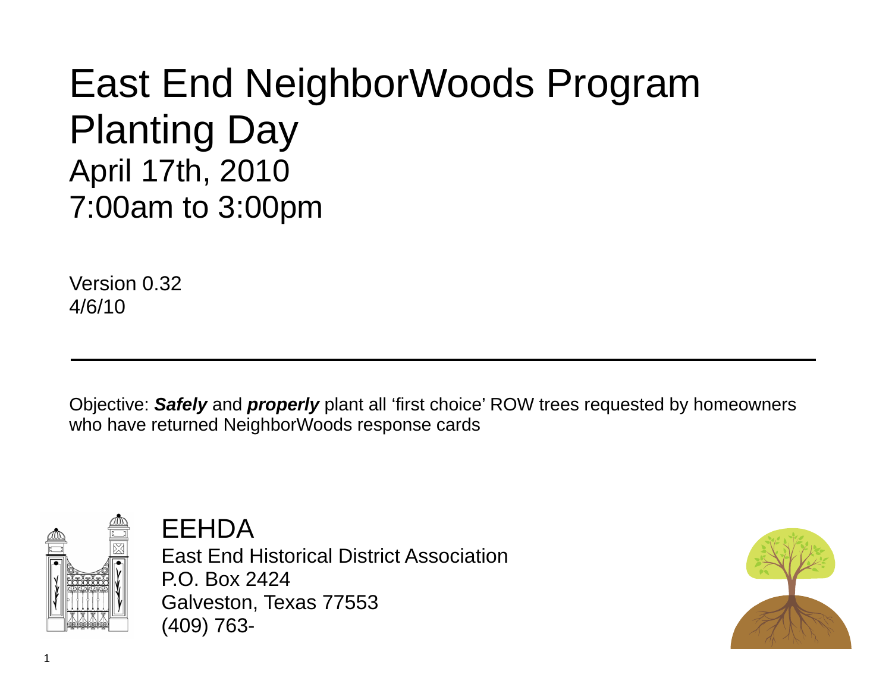# East End NeighborWoods Program Planting Day

## April 17th, 2010
## 7:00am to 3:00pm

Version 0.32
4/6/10

---

Objective: ***Safely*** and ***properly*** plant all 'first choice' ROW trees requested by homeowners who have returned NeighborWoods response cards

EEHDA

East End Historical District Association
P.O. Box 2424
Galveston, Texas 77553
(409) 763-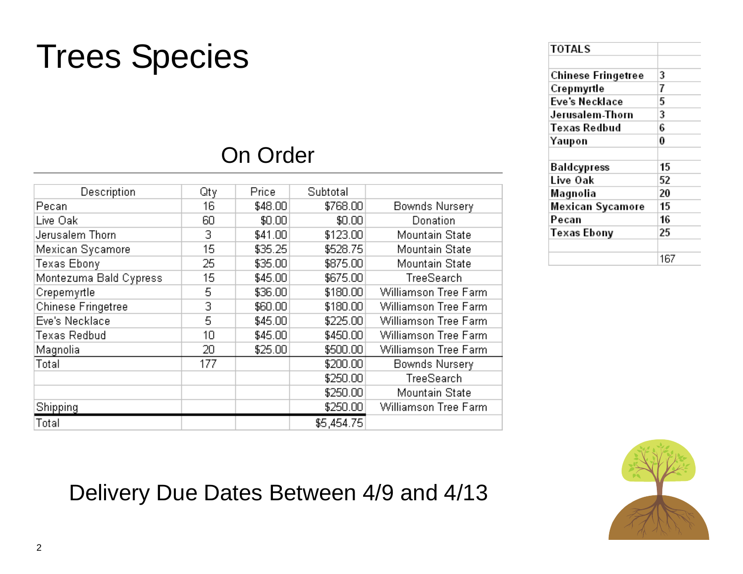# Trees Species

## On Order

| Description | Qty | Price | Subtotal | |
|---|---|---|---|---|
| Pecan | 16 | $48.00 | $768.00 | Bownds Nursery |
| Live Oak | 60 | $0.00 | $0.00 | Donation |
| Jerusalem Thorn | 3 | $41.00 | $123.00 | Mountain State |
| Mexican Sycamore | 15 | $35.25 | $528.75 | Mountain State |
| Texas Ebony | 25 | $35.00 | $875.00 | Mountain State |
| Montezuma Bald Cypress | 15 | $45.00 | $675.00 | TreeSearch |
| Crepemyrtle | 5 | $36.00 | $180.00 | Williamson Tree Farm |
| Chinese Fringetree | 3 | $60.00 | $180.00 | Williamson Tree Farm |
| Eve's Necklace | 5 | $45.00 | $225.00 | Williamson Tree Farm |
| Texas Redbud | 10 | $45.00 | $450.00 | Williamson Tree Farm |
| Magnolia | 20 | $25.00 | $500.00 | Williamson Tree Farm |
| Total | 177 | | $200.00 | Bownds Nursery |
| | | | $250.00 | TreeSearch |
| | | | $250.00 | Mountain State |
| Shipping | | | $250.00 | Williamson Tree Farm |
| Total | | | $5,454.75 | |

| TOTALS | |
|---|---|
| | |
| Chinese Fringetree | 3 |
| Crepmyrtle | 7 |
| Eve's Necklace | 5 |
| Jerusalem-Thorn | 3 |
| Texas Redbud | 6 |
| Yaupon | 0 |
| | |
| Baldcypress | 15 |
| Live Oak | 52 |
| Magnolia | 20 |
| Mexican Sycamore | 15 |
| Pecan | 16 |
| Texas Ebony | 25 |
| | |
| | 167 |

Delivery Due Dates Between 4/9 and 4/13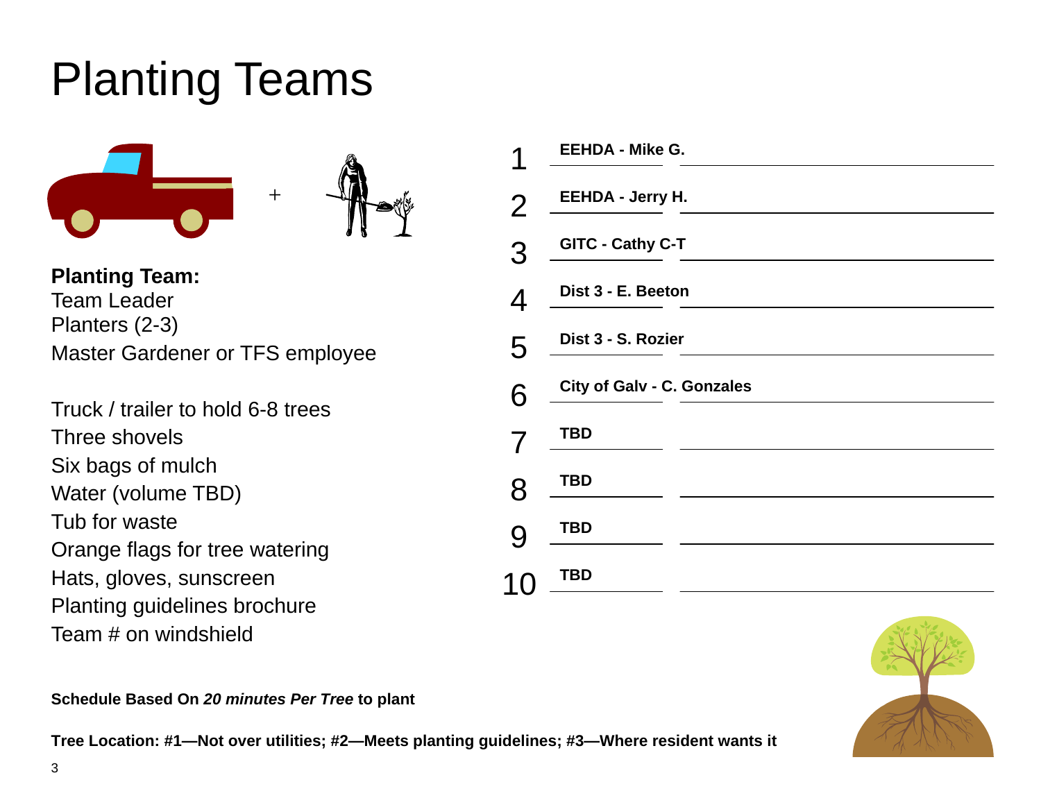# Planting Teams

**Planting Team:**
Team Leader
Planters (2-3)
Master Gardener or TFS employee

Truck / trailer to hold 6-8 trees
Three shovels
Six bags of mulch
Water (volume TBD)
Tub for waste
Orange flags for tree watering
Hats, gloves, sunscreen
Planting guidelines brochure
Team # on windshield

| # | Team | |
|---|---|---|
| 1 | **EEHDA - Mike G.** | |
| 2 | **EEHDA - Jerry H.** | |
| 3 | **GITC - Cathy C-T** | |
| 4 | **Dist 3 - E. Beeton** | |
| 5 | **Dist 3 - S. Rozier** | |
| 6 | **City of Galv - C. Gonzales** | |
| 7 | **TBD** | |
| 8 | **TBD** | |
| 9 | **TBD** | |
| 10 | **TBD** | |

**Schedule Based On *20 minutes Per Tree* to plant**

**Tree Location: #1—Not over utilities; #2—Meets planting guidelines; #3—Where resident wants it**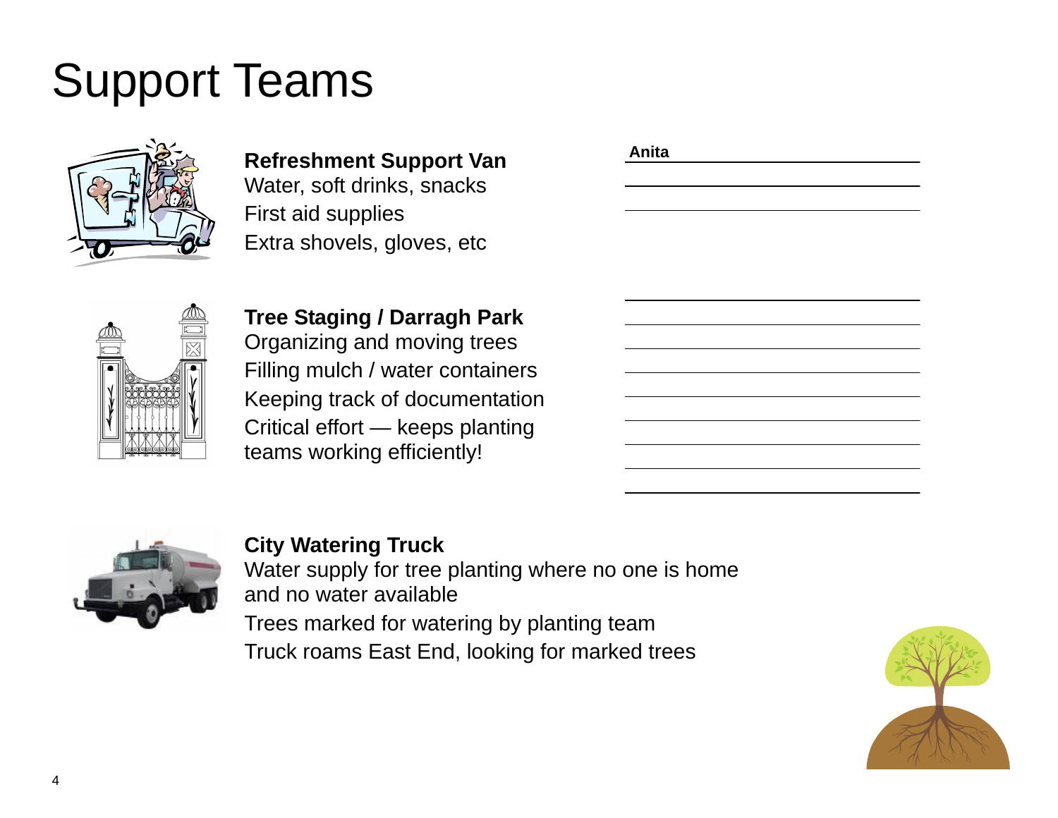# Support Teams

**Refreshment Support Van**

Water, soft drinks, snacks

First aid supplies

Extra shovels, gloves, etc

Anita

**Tree Staging / Darragh Park**

Organizing and moving trees

Filling mulch / water containers

Keeping track of documentation

Critical effort — keeps planting teams working efficiently!

**City Watering Truck**

Water supply for tree planting where no one is home and no water available

Trees marked for watering by planting team

Truck roams East End, looking for marked trees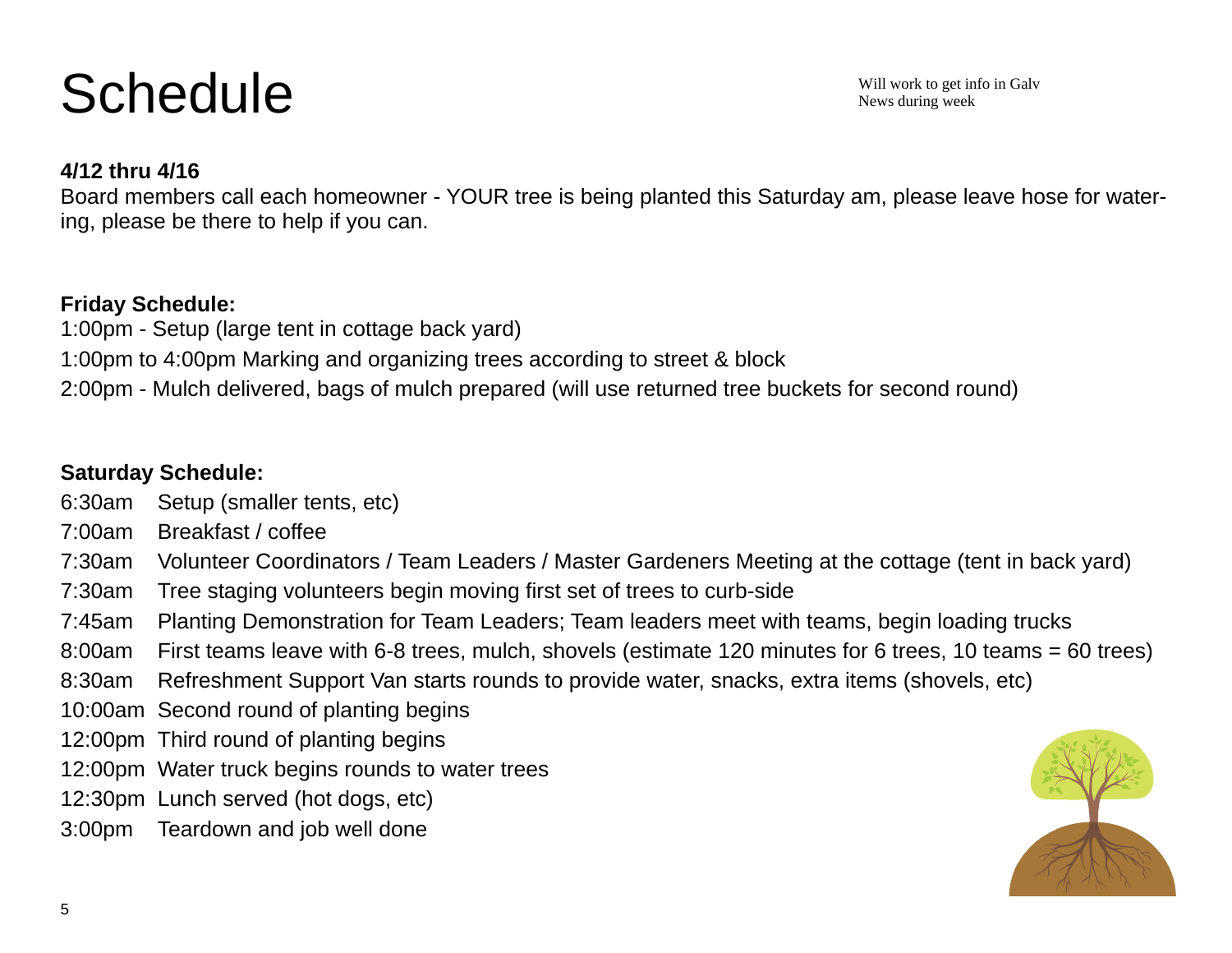# Schedule

Will work to get info in Galv News during week

**4/12 thru 4/16**

Board members call each homeowner - YOUR tree is being planted this Saturday am, please leave hose for watering, please be there to help if you can.

**Friday Schedule:**

1:00pm - Setup (large tent in cottage back yard)

1:00pm to 4:00pm Marking and organizing trees according to street & block

2:00pm - Mulch delivered, bags of mulch prepared (will use returned tree buckets for second round)

**Saturday Schedule:**

6:30am Setup (smaller tents, etc)

7:00am Breakfast / coffee

7:30am Volunteer Coordinators / Team Leaders / Master Gardeners Meeting at the cottage (tent in back yard)

7:30am Tree staging volunteers begin moving first set of trees to curb-side

7:45am Planting Demonstration for Team Leaders; Team leaders meet with teams, begin loading trucks

8:00am First teams leave with 6-8 trees, mulch, shovels (estimate 120 minutes for 6 trees, 10 teams = 60 trees)

8:30am Refreshment Support Van starts rounds to provide water, snacks, extra items (shovels, etc)

10:00am Second round of planting begins

12:00pm Third round of planting begins

12:00pm Water truck begins rounds to water trees

12:30pm Lunch served (hot dogs, etc)

3:00pm Teardown and job well done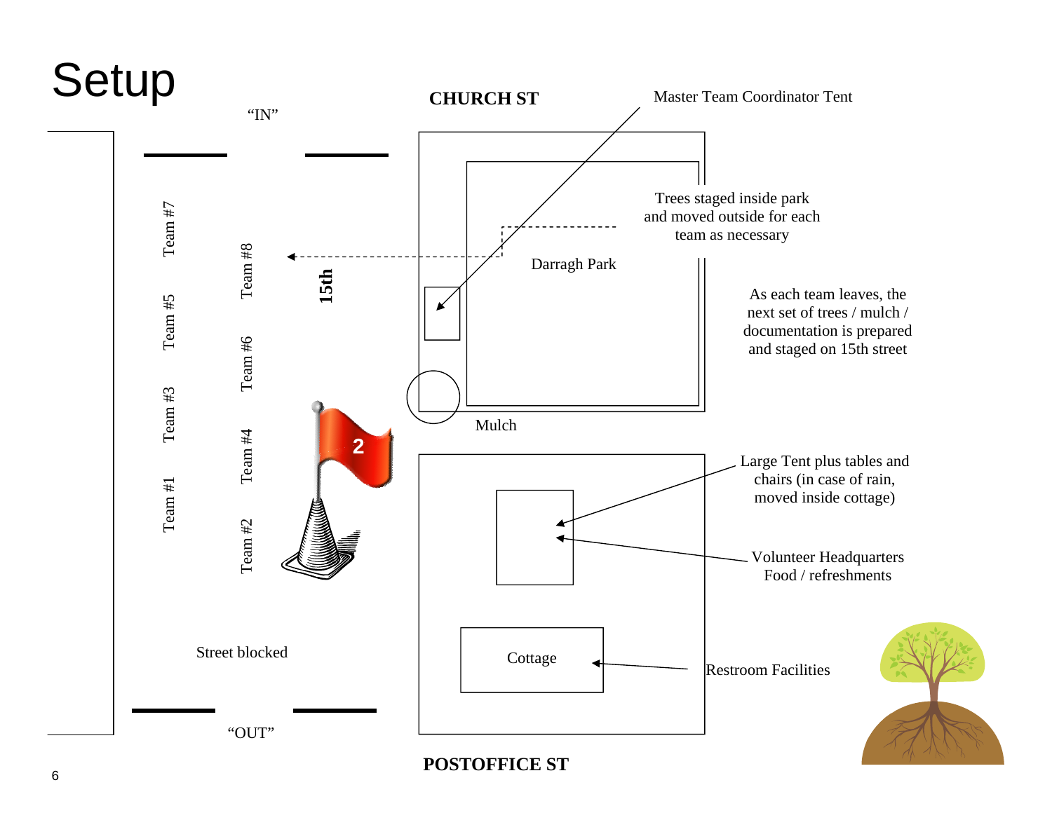# Setup

CHURCH ST

"IN"

Master Team Coordinator Tent

Team #7

Team #8

15th

Trees staged inside park and moved outside for each team as necessary

Darragh Park

Team #5

Team #6

As each team leaves, the next set of trees / mulch / documentation is prepared and staged on 15th street

Team #3

Team #4

Mulch

Team #1

Team #2

Large Tent plus tables and chairs (in case of rain, moved inside cottage)

Volunteer Headquarters
Food / refreshments

Street blocked

Cottage

Restroom Facilities

"OUT"

POSTOFFICE ST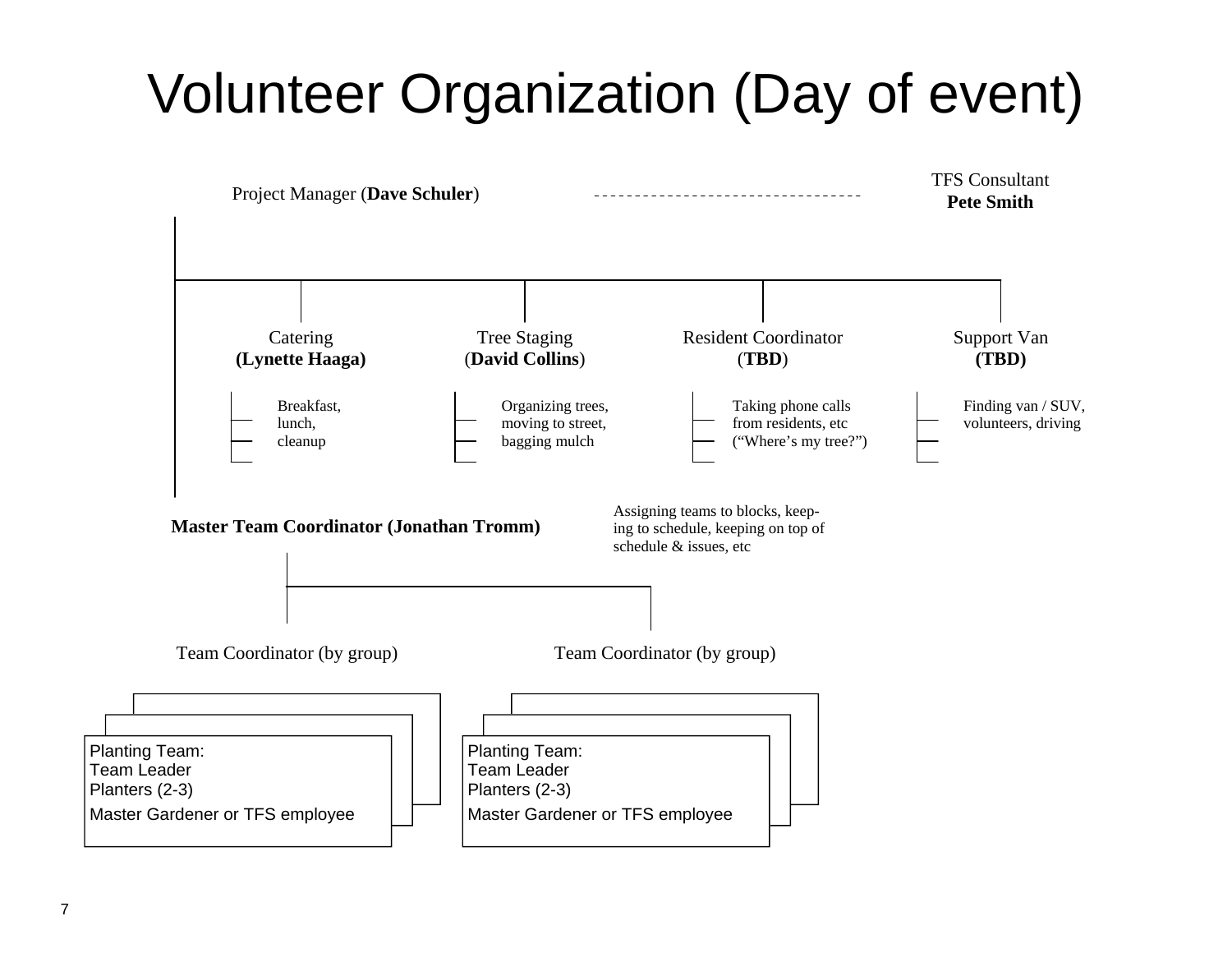# Volunteer Organization (Day of event)

Project Manager (**Dave Schuler**) - - - - - - - - TFS Consultant **Pete Smith**

**Catering (Lynette Haaga)**
- Breakfast, lunch, cleanup

**Tree Staging (David Collins)**
- Organizing trees, moving to street, bagging mulch

**Resident Coordinator (TBD)**
- Taking phone calls from residents, etc (“Where’s my tree?”)

**Support Van (TBD)**
- Finding van / SUV, volunteers, driving

**Master Team Coordinator (Jonathan Tromm)**

Assigning teams to blocks, keeping to schedule, keeping on top of schedule & issues, etc

Team Coordinator (by group)

Planting Team:
Team Leader
Planters (2-3)
Master Gardener or TFS employee

Team Coordinator (by group)

Planting Team:
Team Leader
Planters (2-3)
Master Gardener or TFS employee